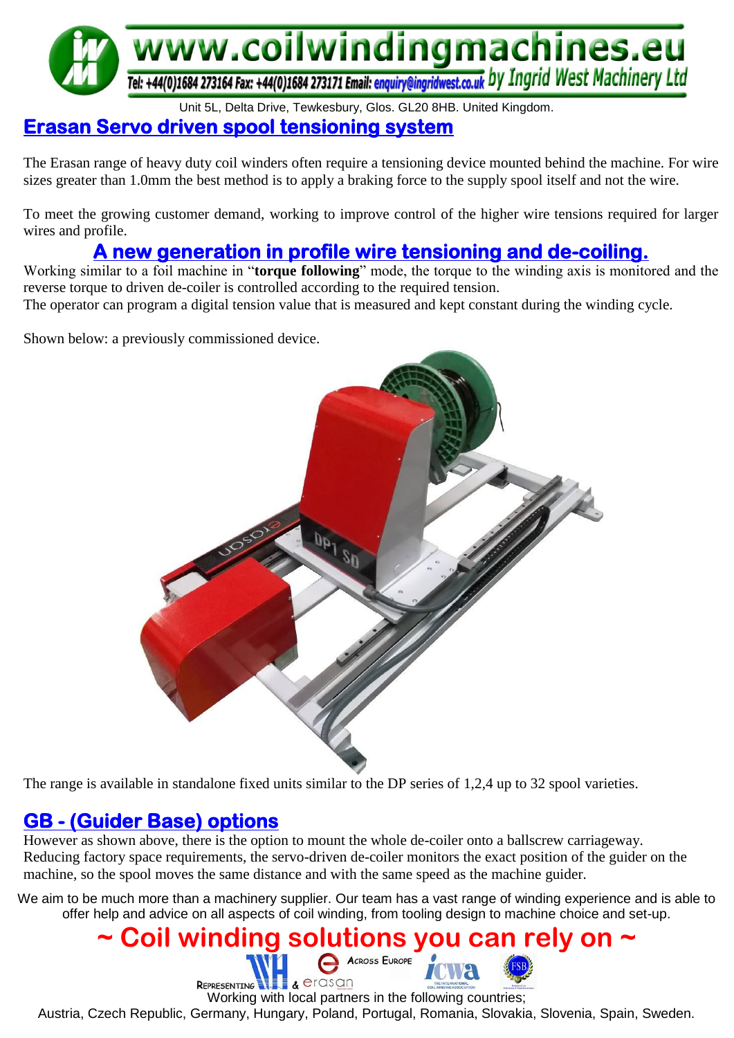www.coilwindingmachines.eu

Tel: +44(0)1684 273164 Fax: +44(0)1684 273171 Email: enquiry@ingridwest.co.uk by Ingrid West Machinery Ltd

Unit 5L, Delta Drive, Tewkesbury, Glos. GL20 8HB. United Kingdom.

# Erasan Servo driven spool tensioning system

The Erasan range of heavy duty coil winders often require a tensioning device mounted behind the machine. For wire sizes greater than 1.0mm the best method is to apply a braking force to the supply spool itself and not the wire.

To meet the growing customer demand, working to improve control of the higher wire tensions required for larger wires and profile.

## A new generation in profile wire tensioning and de-coiling.

Working similar to a foil machine in "**torque following**" mode, the torque to the winding axis is monitored and the reverse torque to driven de-coiler is controlled according to the required tension.

The operator can program a digital tension value that is measured and kept constant during the winding cycle.

Shown below: a previously commissioned device.

The range is available in standalone fixed units similar to the DP series of 1,2,4 up to 32 spool varieties.

## GB - (Guider Base) options

However as shown above, there is the option to mount the whole de-coiler onto a ballscrew carriageway. Reducing factory space requirements, the servo-driven de-coiler monitors the exact position of the guider on the machine, so the spool moves the same distance and with the same speed as the machine guider.

We aim to be much more than a machinery supplier. Our team has a vast range of winding experience and is able to offer help and advice on all aspects of coil winding, from tooling design to machine choice and set-up.

## ~ Coil winding solutions you can rely on ~

Representing & erasan Across Europe

Working with local partners in the following countries;

Austria, Czech Republic, Germany, Hungary, Poland, Portugal, Romania, Slovakia, Slovenia, Spain, Sweden.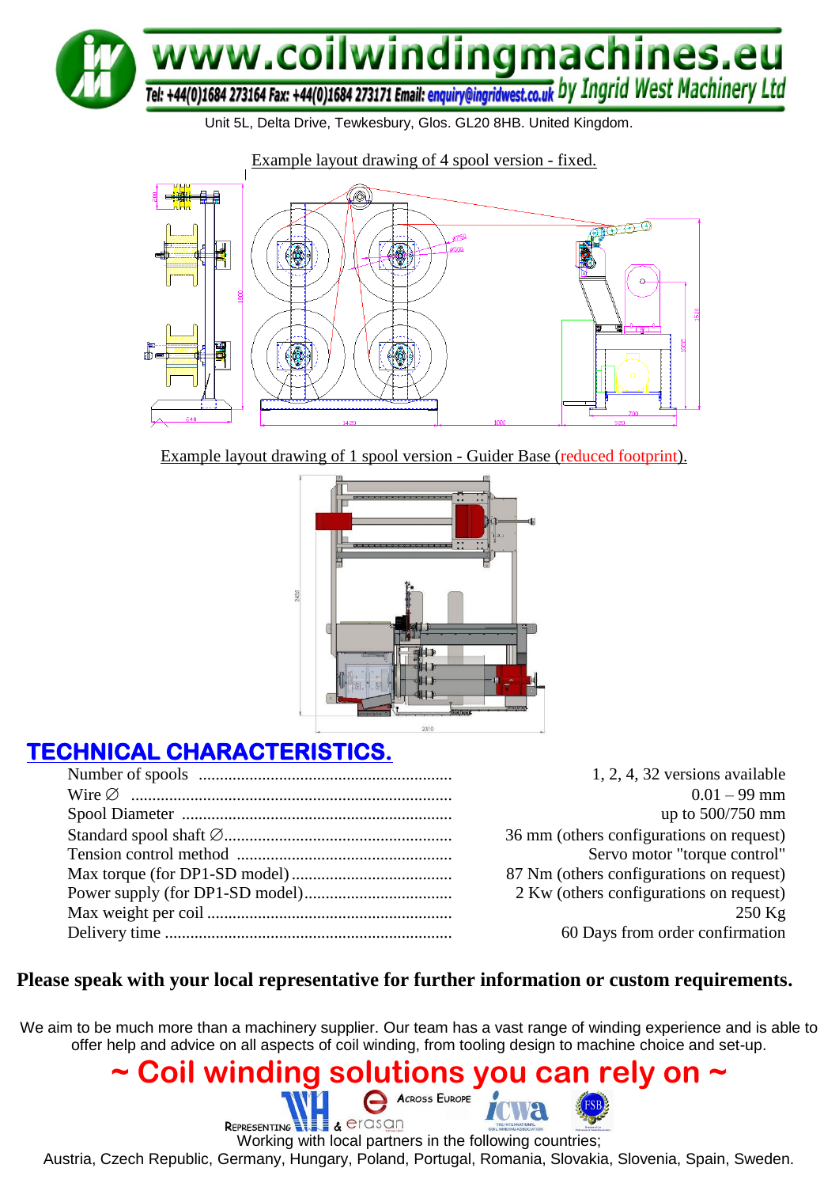# www.coilwindingmachines.eu

Tel: +44(0)1684 273164 Fax: +44(0)1684 273171 Email: enquiry@ingridwest.co.uk by Ingrid West Machinery Ltd

Unit 5L, Delta Drive, Tewkesbury, Glos. GL20 8HB. United Kingdom.

Example layout drawing of 4 spool version - fixed.

Example layout drawing of 1 spool version - Guider Base (reduced footprint).

## TECHNICAL CHARACTERISTICS.

| | |
|---|---|
| Number of spools | 1, 2, 4, 32 versions available |
| Wire ∅ | 0.01 – 99 mm |
| Spool Diameter | up to 500/750 mm |
| Standard spool shaft ∅ | 36 mm (others configurations on request) |
| Tension control method | Servo motor "torque control" |
| Max torque (for DP1-SD model) | 87 Nm (others configurations on request) |
| Power supply (for DP1-SD model) | 2 Kw (others configurations on request) |
| Max weight per coil | 250 Kg |
| Delivery time | 60 Days from order confirmation |

**Please speak with your local representative for further information or custom requirements.**

We aim to be much more than a machinery supplier. Our team has a vast range of winding experience and is able to offer help and advice on all aspects of coil winding, from tooling design to machine choice and set-up.

## ~ Coil winding solutions you can rely on ~

Representing & erasan Across Europe

Working with local partners in the following countries;

Austria, Czech Republic, Germany, Hungary, Poland, Portugal, Romania, Slovakia, Slovenia, Spain, Sweden.